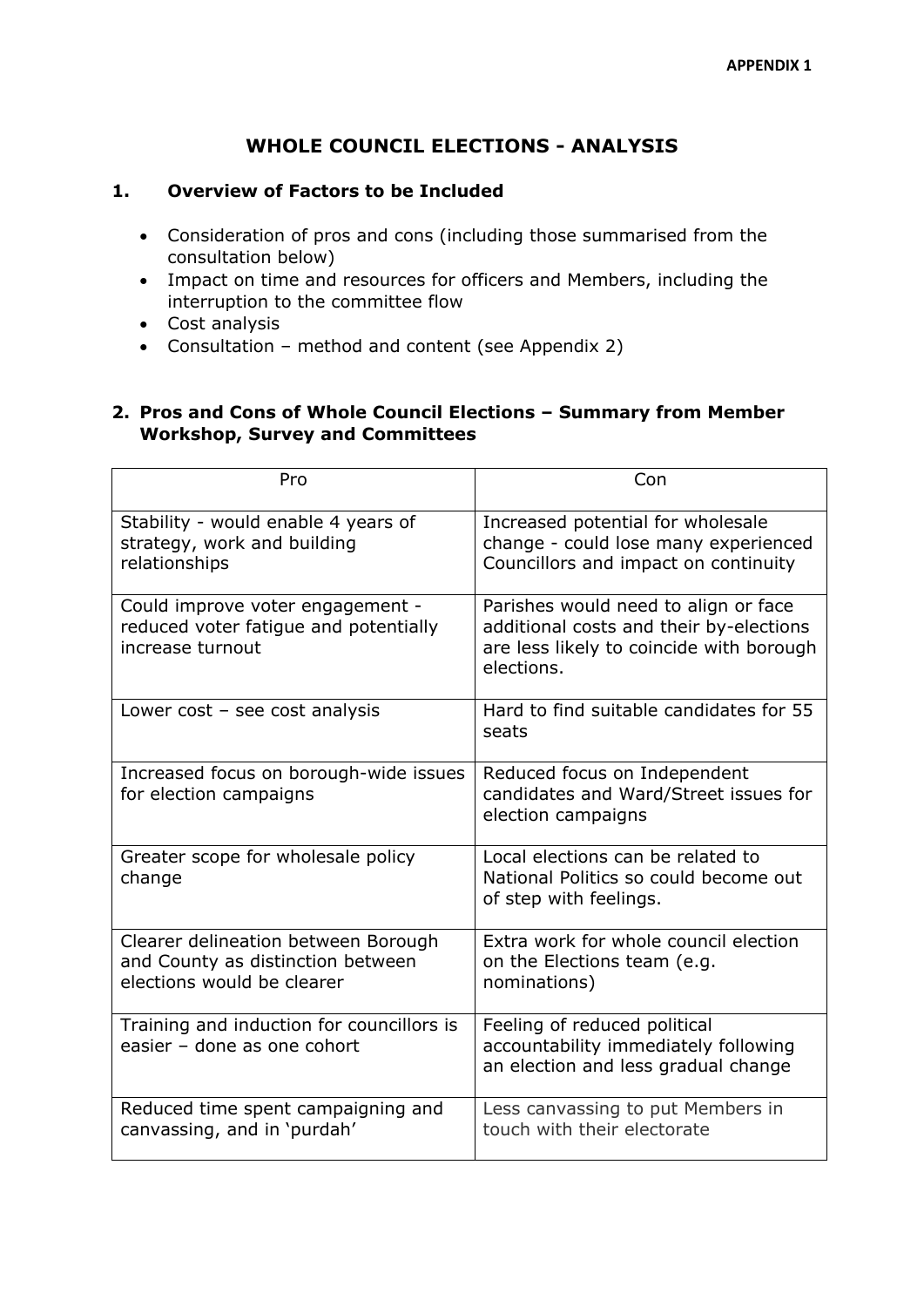APPENDIX 1

# WHOLE COUNCIL ELECTIONS - ANALYSIS

## 1. Overview of Factors to be Included

- Consideration of pros and cons (including those summarised from the consultation below)
- Impact on time and resources for officers and Members, including the interruption to the committee flow
- Cost analysis
- Consultation – method and content (see Appendix 2)

## 2. Pros and Cons of Whole Council Elections – Summary from Member Workshop, Survey and Committees

| Pro | Con |
|---|---|
| Stability - would enable 4 years of strategy, work and building relationships | Increased potential for wholesale change - could lose many experienced Councillors and impact on continuity |
| Could improve voter engagement - reduced voter fatigue and potentially increase turnout | Parishes would need to align or face additional costs and their by-elections are less likely to coincide with borough elections. |
| Lower cost – see cost analysis | Hard to find suitable candidates for 55 seats |
| Increased focus on borough-wide issues for election campaigns | Reduced focus on Independent candidates and Ward/Street issues for election campaigns |
| Greater scope for wholesale policy change | Local elections can be related to National Politics so could become out of step with feelings. |
| Clearer delineation between Borough and County as distinction between elections would be clearer | Extra work for whole council election on the Elections team (e.g. nominations) |
| Training and induction for councillors is easier – done as one cohort | Feeling of reduced political accountability immediately following an election and less gradual change |
| Reduced time spent campaigning and canvassing, and in 'purdah' | Less canvassing to put Members in touch with their electorate |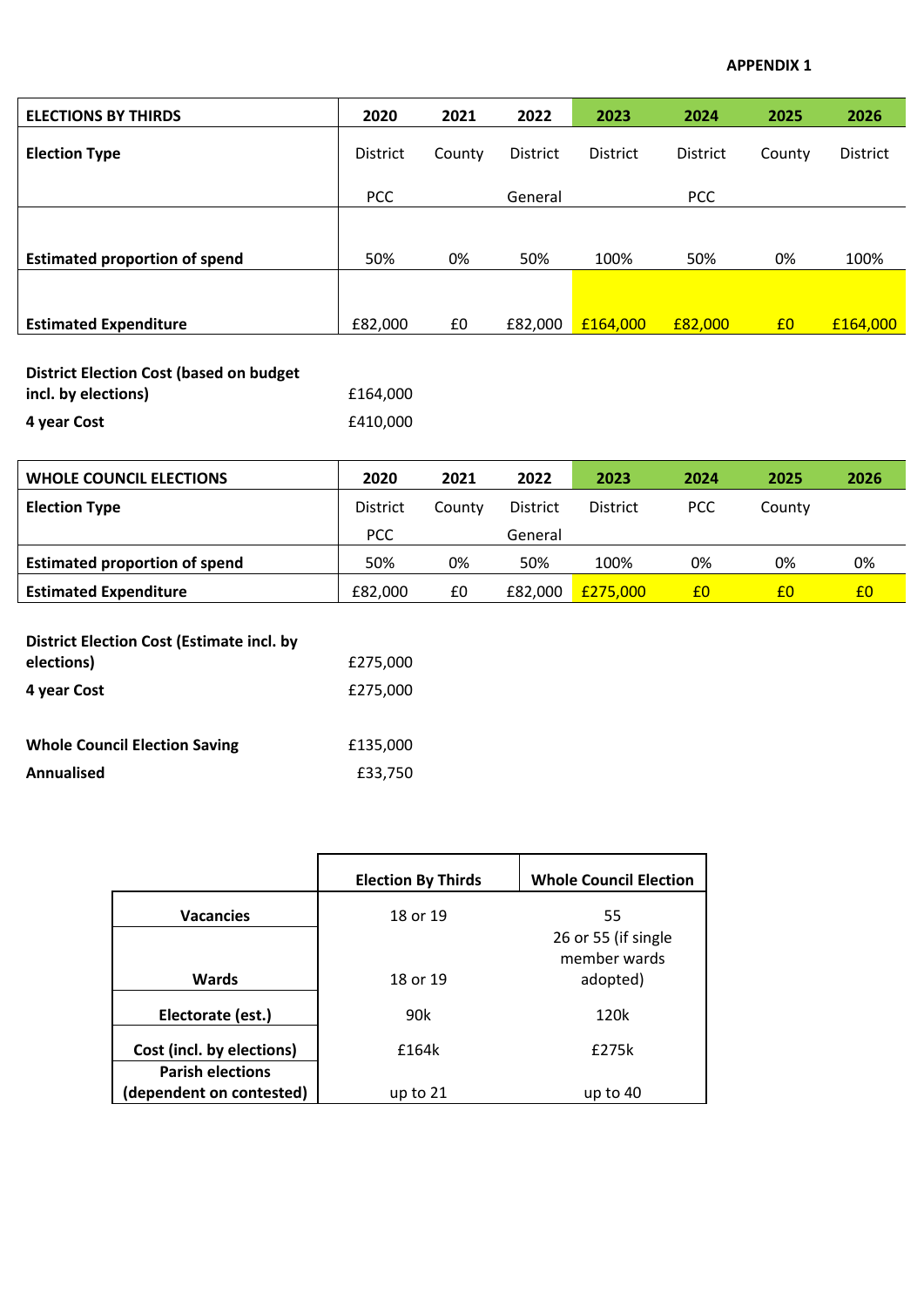**APPENDIX 1**

| ELECTIONS BY THIRDS | 2020 | 2021 | 2022 | 2023 | 2024 | 2025 | 2026 |
|---|---|---|---|---|---|---|---|
| Election Type | District<br>PCC | County | District<br>General | District | District<br>PCC | County | District |
| Estimated proportion of spend | 50% | 0% | 50% | 100% | 50% | 0% | 100% |
| Estimated Expenditure | £82,000 | £0 | £82,000 | £164,000 | £82,000 | £0 | £164,000 |

| | |
|---|---|
| **District Election Cost (based on budget incl. by elections)** | £164,000 |
| **4 year Cost** | £410,000 |

| WHOLE COUNCIL ELECTIONS | 2020 | 2021 | 2022 | 2023 | 2024 | 2025 | 2026 |
|---|---|---|---|---|---|---|---|
| Election Type | District<br>PCC | County | District<br>General | District | PCC | County | |
| Estimated proportion of spend | 50% | 0% | 50% | 100% | 0% | 0% | 0% |
| Estimated Expenditure | £82,000 | £0 | £82,000 | £275,000 | £0 | £0 | £0 |

| | |
|---|---|
| **District Election Cost (Estimate incl. by elections)** | £275,000 |
| **4 year Cost** | £275,000 |
| **Whole Council Election Saving** | £135,000 |
| **Annualised** | £33,750 |

| | Election By Thirds | Whole Council Election |
|---|---|---|
| **Vacancies** | 18 or 19 | 55 |
| **Wards** | 18 or 19 | 26 or 55 (if single member wards adopted) |
| **Electorate (est.)** | 90k | 120k |
| **Cost (incl. by elections)** | £164k | £275k |
| **Parish elections (dependent on contested)** | up to 21 | up to 40 |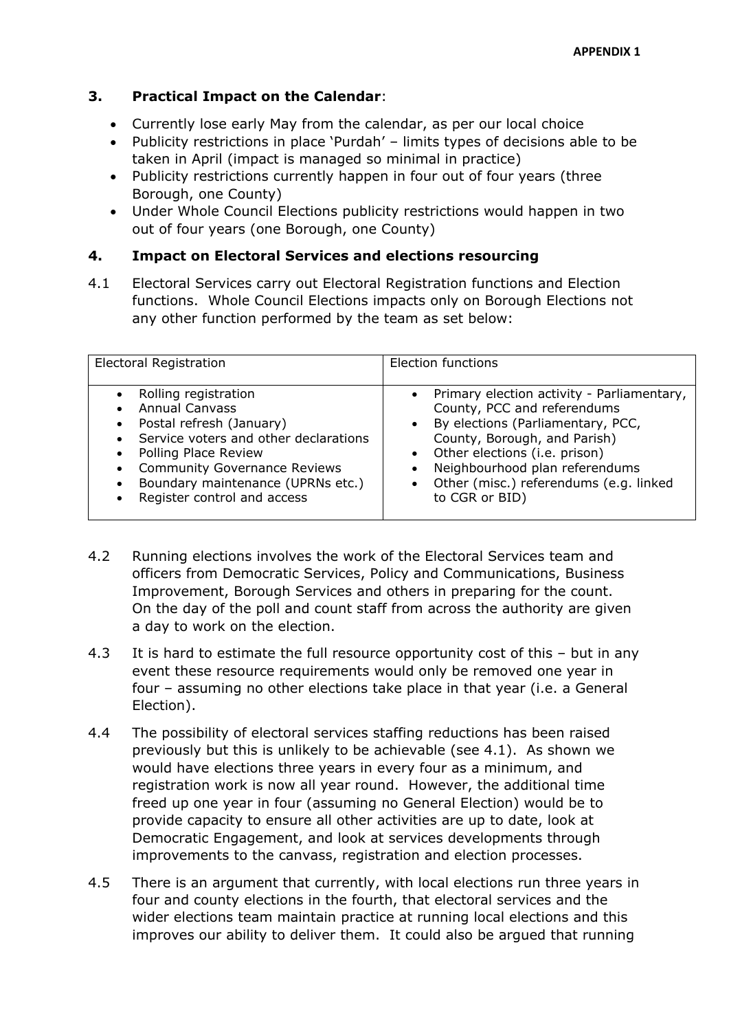**APPENDIX 1**

## 3. Practical Impact on the Calendar:

- Currently lose early May from the calendar, as per our local choice
- Publicity restrictions in place 'Purdah' – limits types of decisions able to be taken in April (impact is managed so minimal in practice)
- Publicity restrictions currently happen in four out of four years (three Borough, one County)
- Under Whole Council Elections publicity restrictions would happen in two out of four years (one Borough, one County)

## 4. Impact on Electoral Services and elections resourcing

4.1 Electoral Services carry out Electoral Registration functions and Election functions. Whole Council Elections impacts only on Borough Elections not any other function performed by the team as set below:

| Electoral Registration | Election functions |
| --- | --- |
| • Rolling registration<br>• Annual Canvass<br>• Postal refresh (January)<br>• Service voters and other declarations<br>• Polling Place Review<br>• Community Governance Reviews<br>• Boundary maintenance (UPRNs etc.)<br>• Register control and access | • Primary election activity - Parliamentary, County, PCC and referendums<br>• By elections (Parliamentary, PCC, County, Borough, and Parish)<br>• Other elections (i.e. prison)<br>• Neighbourhood plan referendums<br>• Other (misc.) referendums (e.g. linked to CGR or BID) |

4.2 Running elections involves the work of the Electoral Services team and officers from Democratic Services, Policy and Communications, Business Improvement, Borough Services and others in preparing for the count. On the day of the poll and count staff from across the authority are given a day to work on the election.

4.3 It is hard to estimate the full resource opportunity cost of this – but in any event these resource requirements would only be removed one year in four – assuming no other elections take place in that year (i.e. a General Election).

4.4 The possibility of electoral services staffing reductions has been raised previously but this is unlikely to be achievable (see 4.1). As shown we would have elections three years in every four as a minimum, and registration work is now all year round. However, the additional time freed up one year in four (assuming no General Election) would be to provide capacity to ensure all other activities are up to date, look at Democratic Engagement, and look at services developments through improvements to the canvass, registration and election processes.

4.5 There is an argument that currently, with local elections run three years in four and county elections in the fourth, that electoral services and the wider elections team maintain practice at running local elections and this improves our ability to deliver them. It could also be argued that running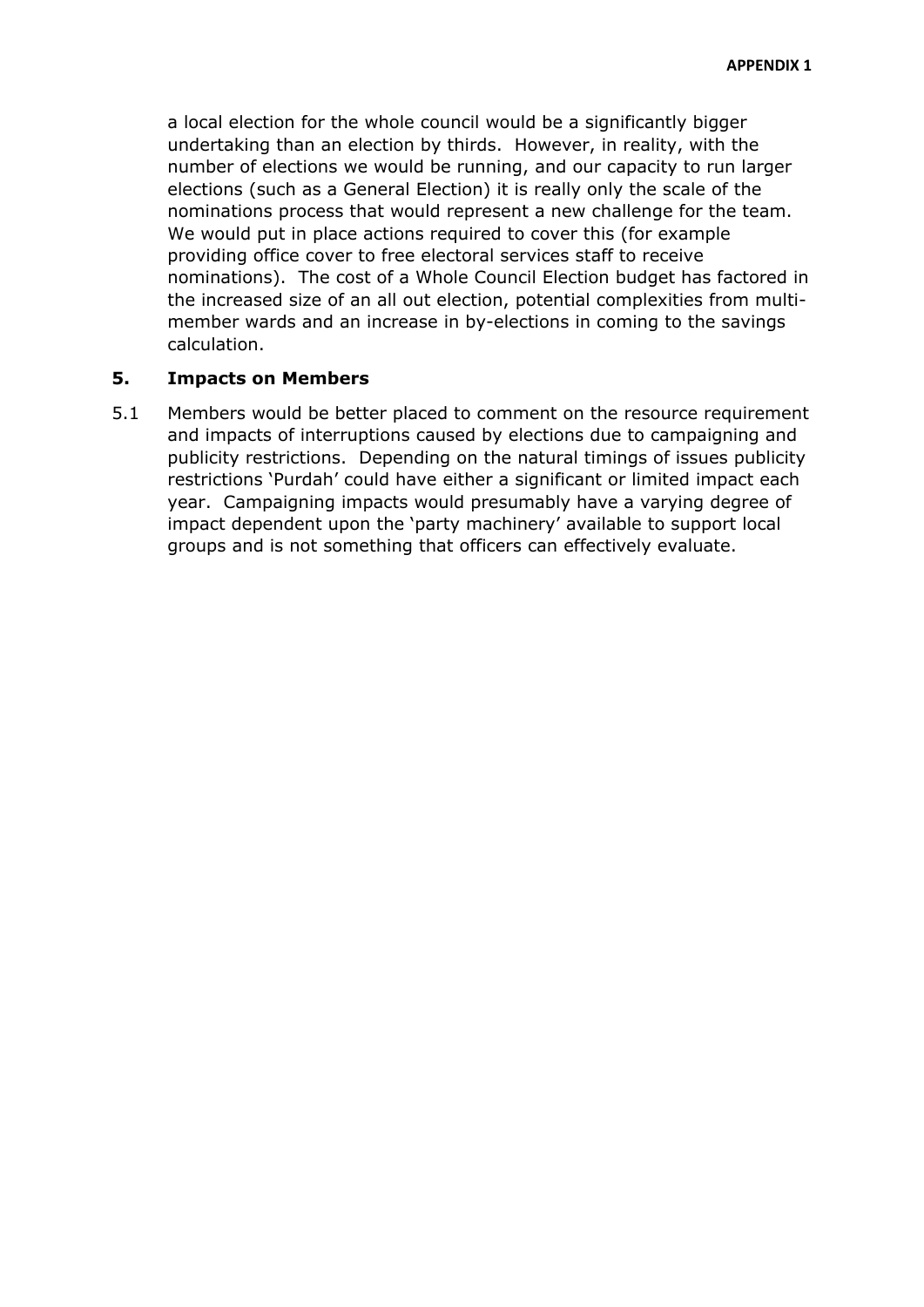a local election for the whole council would be a significantly bigger undertaking than an election by thirds. However, in reality, with the number of elections we would be running, and our capacity to run larger elections (such as a General Election) it is really only the scale of the nominations process that would represent a new challenge for the team. We would put in place actions required to cover this (for example providing office cover to free electoral services staff to receive nominations). The cost of a Whole Council Election budget has factored in the increased size of an all out election, potential complexities from multi-member wards and an increase in by-elections in coming to the savings calculation.

## 5. Impacts on Members

5.1 Members would be better placed to comment on the resource requirement and impacts of interruptions caused by elections due to campaigning and publicity restrictions. Depending on the natural timings of issues publicity restrictions 'Purdah' could have either a significant or limited impact each year. Campaigning impacts would presumably have a varying degree of impact dependent upon the 'party machinery' available to support local groups and is not something that officers can effectively evaluate.